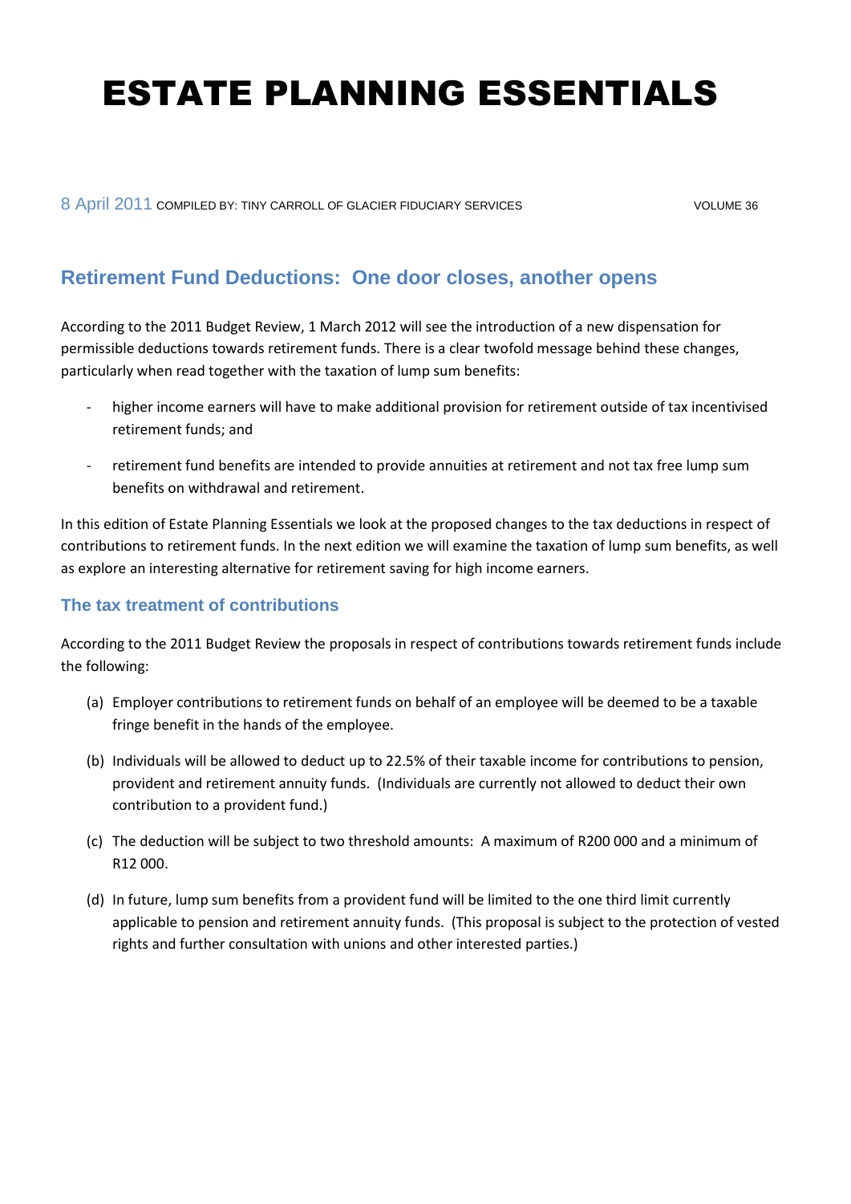# ESTATE PLANNING ESSENTIALS

8 April 2011 COMPILED BY: TINY CARROLL OF GLACIER FIDUCIARY SERVICES VOLUME 36

## Retirement Fund Deductions: One door closes, another opens

According to the 2011 Budget Review, 1 March 2012 will see the introduction of a new dispensation for permissible deductions towards retirement funds. There is a clear twofold message behind these changes, particularly when read together with the taxation of lump sum benefits:

- higher income earners will have to make additional provision for retirement outside of tax incentivised retirement funds; and
- retirement fund benefits are intended to provide annuities at retirement and not tax free lump sum benefits on withdrawal and retirement.

In this edition of Estate Planning Essentials we look at the proposed changes to the tax deductions in respect of contributions to retirement funds. In the next edition we will examine the taxation of lump sum benefits, as well as explore an interesting alternative for retirement saving for high income earners.

### The tax treatment of contributions

According to the 2011 Budget Review the proposals in respect of contributions towards retirement funds include the following:

(a) Employer contributions to retirement funds on behalf of an employee will be deemed to be a taxable fringe benefit in the hands of the employee.

(b) Individuals will be allowed to deduct up to 22.5% of their taxable income for contributions to pension, provident and retirement annuity funds. (Individuals are currently not allowed to deduct their own contribution to a provident fund.)

(c) The deduction will be subject to two threshold amounts: A maximum of R200 000 and a minimum of R12 000.

(d) In future, lump sum benefits from a provident fund will be limited to the one third limit currently applicable to pension and retirement annuity funds. (This proposal is subject to the protection of vested rights and further consultation with unions and other interested parties.)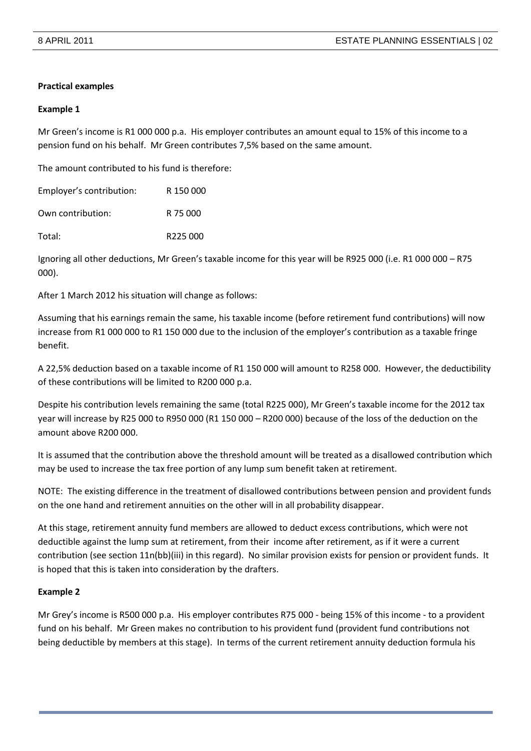**Practical examples**

**Example 1**

Mr Green's income is R1 000 000 p.a. His employer contributes an amount equal to 15% of this income to a pension fund on his behalf. Mr Green contributes 7,5% based on the same amount.

The amount contributed to his fund is therefore:

| | |
|---|---|
| Employer's contribution: | R 150 000 |
| Own contribution: | R 75 000 |
| Total: | R225 000 |

Ignoring all other deductions, Mr Green's taxable income for this year will be R925 000 (i.e. R1 000 000 – R75 000).

After 1 March 2012 his situation will change as follows:

Assuming that his earnings remain the same, his taxable income (before retirement fund contributions) will now increase from R1 000 000 to R1 150 000 due to the inclusion of the employer's contribution as a taxable fringe benefit.

A 22,5% deduction based on a taxable income of R1 150 000 will amount to R258 000. However, the deductibility of these contributions will be limited to R200 000 p.a.

Despite his contribution levels remaining the same (total R225 000), Mr Green's taxable income for the 2012 tax year will increase by R25 000 to R950 000 (R1 150 000 – R200 000) because of the loss of the deduction on the amount above R200 000.

It is assumed that the contribution above the threshold amount will be treated as a disallowed contribution which may be used to increase the tax free portion of any lump sum benefit taken at retirement.

NOTE: The existing difference in the treatment of disallowed contributions between pension and provident funds on the one hand and retirement annuities on the other will in all probability disappear.

At this stage, retirement annuity fund members are allowed to deduct excess contributions, which were not deductible against the lump sum at retirement, from their income after retirement, as if it were a current contribution (see section 11n(bb)(iii) in this regard). No similar provision exists for pension or provident funds. It is hoped that this is taken into consideration by the drafters.

**Example 2**

Mr Grey's income is R500 000 p.a. His employer contributes R75 000 - being 15% of this income - to a provident fund on his behalf. Mr Green makes no contribution to his provident fund (provident fund contributions not being deductible by members at this stage). In terms of the current retirement annuity deduction formula his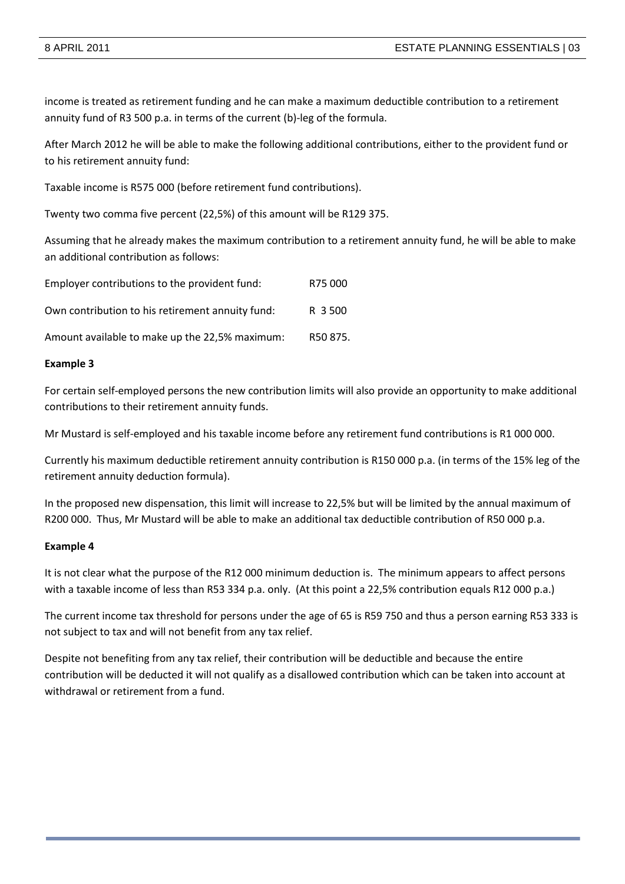income is treated as retirement funding and he can make a maximum deductible contribution to a retirement annuity fund of R3 500 p.a. in terms of the current (b)-leg of the formula.

After March 2012 he will be able to make the following additional contributions, either to the provident fund or to his retirement annuity fund:

Taxable income is R575 000 (before retirement fund contributions).

Twenty two comma five percent (22,5%) of this amount will be R129 375.

Assuming that he already makes the maximum contribution to a retirement annuity fund, he will be able to make an additional contribution as follows:

| | |
|---|---|
| Employer contributions to the provident fund: | R75 000 |
| Own contribution to his retirement annuity fund: | R 3 500 |
| Amount available to make up the 22,5% maximum: | R50 875. |

**Example 3**

For certain self-employed persons the new contribution limits will also provide an opportunity to make additional contributions to their retirement annuity funds.

Mr Mustard is self-employed and his taxable income before any retirement fund contributions is R1 000 000.

Currently his maximum deductible retirement annuity contribution is R150 000 p.a. (in terms of the 15% leg of the retirement annuity deduction formula).

In the proposed new dispensation, this limit will increase to 22,5% but will be limited by the annual maximum of R200 000. Thus, Mr Mustard will be able to make an additional tax deductible contribution of R50 000 p.a.

**Example 4**

It is not clear what the purpose of the R12 000 minimum deduction is. The minimum appears to affect persons with a taxable income of less than R53 334 p.a. only. (At this point a 22,5% contribution equals R12 000 p.a.)

The current income tax threshold for persons under the age of 65 is R59 750 and thus a person earning R53 333 is not subject to tax and will not benefit from any tax relief.

Despite not benefiting from any tax relief, their contribution will be deductible and because the entire contribution will be deducted it will not qualify as a disallowed contribution which can be taken into account at withdrawal or retirement from a fund.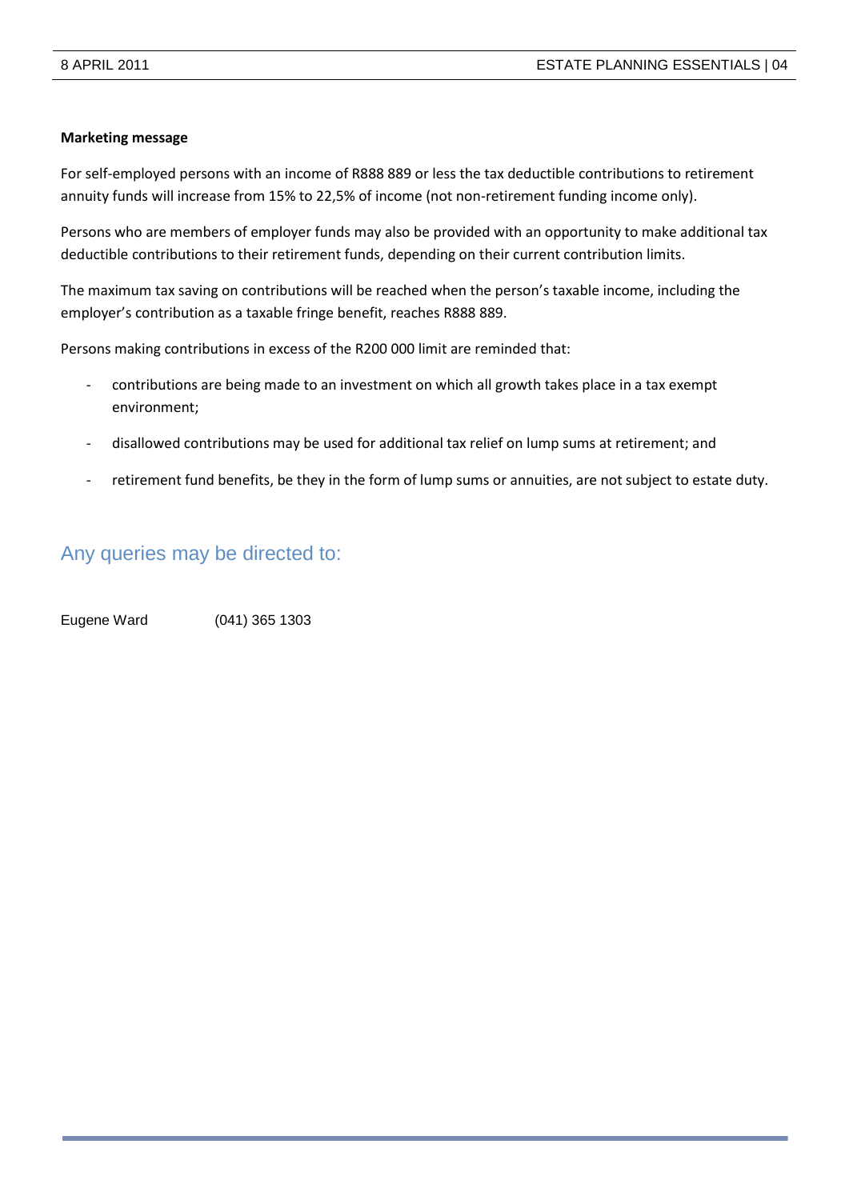**Marketing message**

For self-employed persons with an income of R888 889 or less the tax deductible contributions to retirement annuity funds will increase from 15% to 22,5% of income (not non-retirement funding income only).

Persons who are members of employer funds may also be provided with an opportunity to make additional tax deductible contributions to their retirement funds, depending on their current contribution limits.

The maximum tax saving on contributions will be reached when the person's taxable income, including the employer's contribution as a taxable fringe benefit, reaches R888 889.

Persons making contributions in excess of the R200 000 limit are reminded that:

- contributions are being made to an investment on which all growth takes place in a tax exempt environment;
- disallowed contributions may be used for additional tax relief on lump sums at retirement; and
- retirement fund benefits, be they in the form of lump sums or annuities, are not subject to estate duty.

## Any queries may be directed to:

Eugene Ward (041) 365 1303